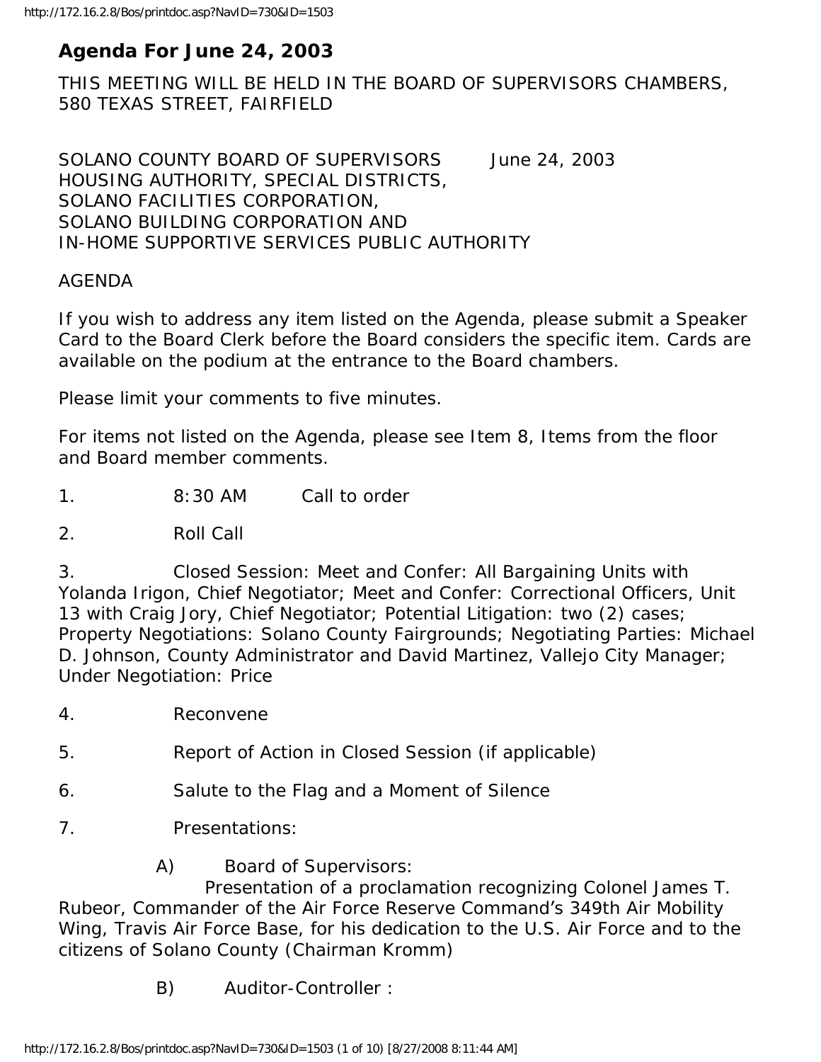# Agenda For June 24, 2003

THIS MEETING WILL BE HELD IN THE BOARD OF SUPERVISORS CHAMBERS, 580 TEXAS STREET, FAIRFIELD

SOLANO COUNTY BOARD OF SUPERVISORS June 24, 2003
HOUSING AUTHORITY, SPECIAL DISTRICTS,
SOLANO FACILITIES CORPORATION,
SOLANO BUILDING CORPORATION AND
IN-HOME SUPPORTIVE SERVICES PUBLIC AUTHORITY

AGENDA

If you wish to address any item listed on the Agenda, please submit a Speaker Card to the Board Clerk before the Board considers the specific item. Cards are available on the podium at the entrance to the Board chambers.

Please limit your comments to five minutes.

For items not listed on the Agenda, please see Item 8, Items from the floor and Board member comments.

1. 8:30 AM Call to order

2. Roll Call

3. Closed Session: Meet and Confer: All Bargaining Units with Yolanda Irigon, Chief Negotiator; Meet and Confer: Correctional Officers, Unit 13 with Craig Jory, Chief Negotiator; Potential Litigation: two (2) cases; Property Negotiations: Solano County Fairgrounds; Negotiating Parties: Michael D. Johnson, County Administrator and David Martinez, Vallejo City Manager; Under Negotiation: Price

4. Reconvene

5. Report of Action in Closed Session (if applicable)

6. Salute to the Flag and a Moment of Silence

7. Presentations:

A) Board of Supervisors:
Presentation of a proclamation recognizing Colonel James T. Rubeor, Commander of the Air Force Reserve Command's 349th Air Mobility Wing, Travis Air Force Base, for his dedication to the U.S. Air Force and to the citizens of Solano County (Chairman Kromm)

B) Auditor-Controller :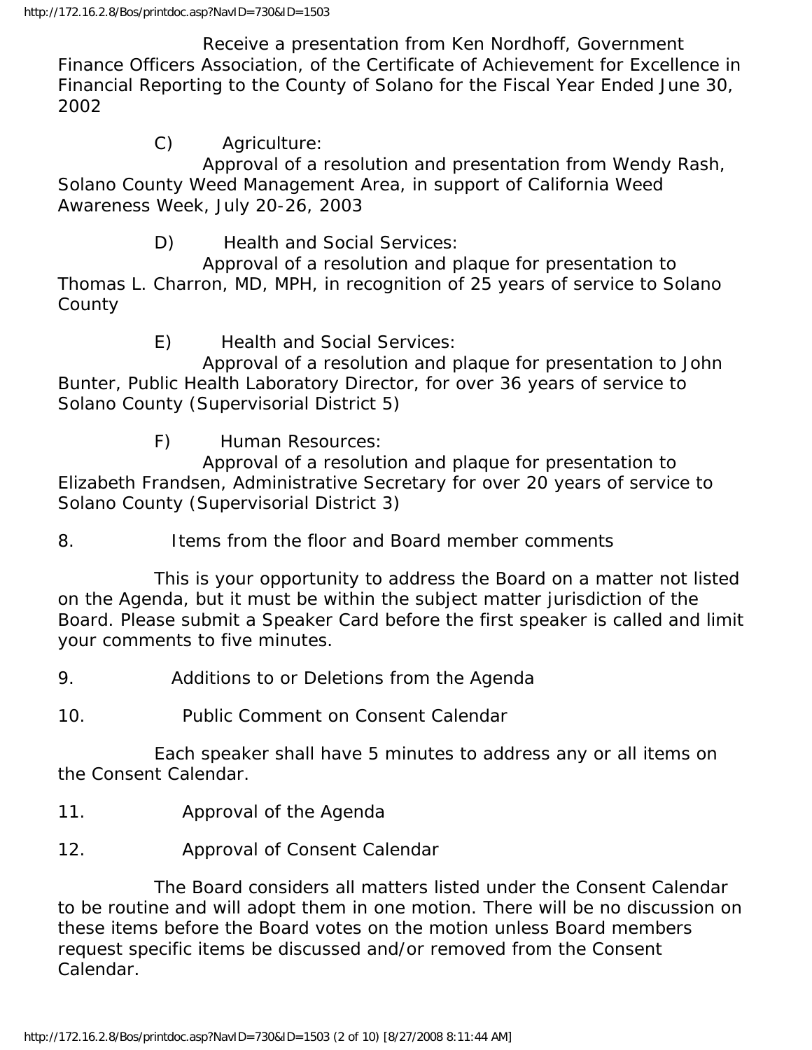Receive a presentation from Ken Nordhoff, Government Finance Officers Association, of the Certificate of Achievement for Excellence in Financial Reporting to the County of Solano for the Fiscal Year Ended June 30, 2002

C) Agriculture:
Approval of a resolution and presentation from Wendy Rash, Solano County Weed Management Area, in support of California Weed Awareness Week, July 20-26, 2003

D) Health and Social Services:
Approval of a resolution and plaque for presentation to Thomas L. Charron, MD, MPH, in recognition of 25 years of service to Solano County

E) Health and Social Services:
Approval of a resolution and plaque for presentation to John Bunter, Public Health Laboratory Director, for over 36 years of service to Solano County (Supervisorial District 5)

F) Human Resources:
Approval of a resolution and plaque for presentation to Elizabeth Frandsen, Administrative Secretary for over 20 years of service to Solano County (Supervisorial District 3)

8. Items from the floor and Board member comments

This is your opportunity to address the Board on a matter not listed on the Agenda, but it must be within the subject matter jurisdiction of the Board. Please submit a Speaker Card before the first speaker is called and limit your comments to five minutes.

9. Additions to or Deletions from the Agenda

10. Public Comment on Consent Calendar

Each speaker shall have 5 minutes to address any or all items on the Consent Calendar.

11. Approval of the Agenda

12. Approval of Consent Calendar

The Board considers all matters listed under the Consent Calendar to be routine and will adopt them in one motion. There will be no discussion on these items before the Board votes on the motion unless Board members request specific items be discussed and/or removed from the Consent Calendar.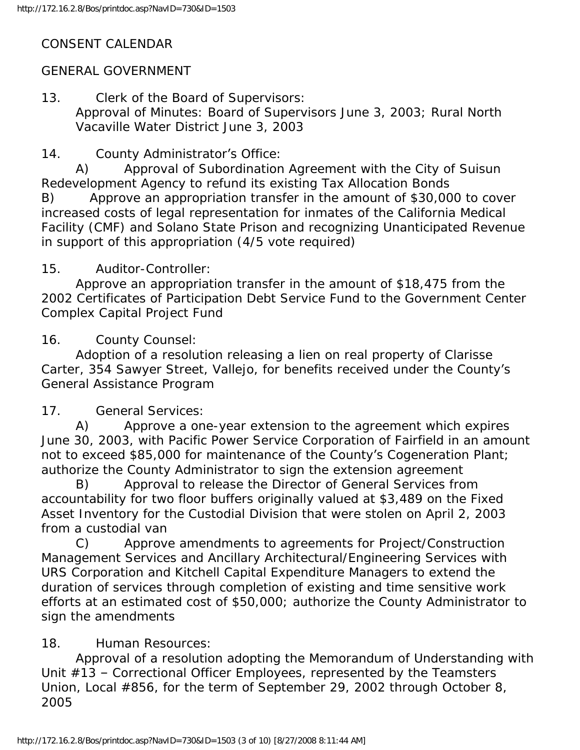CONSENT CALENDAR

GENERAL GOVERNMENT

13. Clerk of the Board of Supervisors:
Approval of Minutes: Board of Supervisors June 3, 2003; Rural North Vacaville Water District June 3, 2003

14. County Administrator's Office:
A) Approval of Subordination Agreement with the City of Suisun Redevelopment Agency to refund its existing Tax Allocation Bonds
B) Approve an appropriation transfer in the amount of $30,000 to cover increased costs of legal representation for inmates of the California Medical Facility (CMF) and Solano State Prison and recognizing Unanticipated Revenue in support of this appropriation (4/5 vote required)

15. Auditor-Controller:
Approve an appropriation transfer in the amount of $18,475 from the 2002 Certificates of Participation Debt Service Fund to the Government Center Complex Capital Project Fund

16. County Counsel:
Adoption of a resolution releasing a lien on real property of Clarisse Carter, 354 Sawyer Street, Vallejo, for benefits received under the County's General Assistance Program

17. General Services:
A) Approve a one-year extension to the agreement which expires June 30, 2003, with Pacific Power Service Corporation of Fairfield in an amount not to exceed $85,000 for maintenance of the County's Cogeneration Plant; authorize the County Administrator to sign the extension agreement
B) Approval to release the Director of General Services from accountability for two floor buffers originally valued at $3,489 on the Fixed Asset Inventory for the Custodial Division that were stolen on April 2, 2003 from a custodial van
C) Approve amendments to agreements for Project/Construction Management Services and Ancillary Architectural/Engineering Services with URS Corporation and Kitchell Capital Expenditure Managers to extend the duration of services through completion of existing and time sensitive work efforts at an estimated cost of $50,000; authorize the County Administrator to sign the amendments

18. Human Resources:
Approval of a resolution adopting the Memorandum of Understanding with Unit #13 – Correctional Officer Employees, represented by the Teamsters Union, Local #856, for the term of September 29, 2002 through October 8, 2005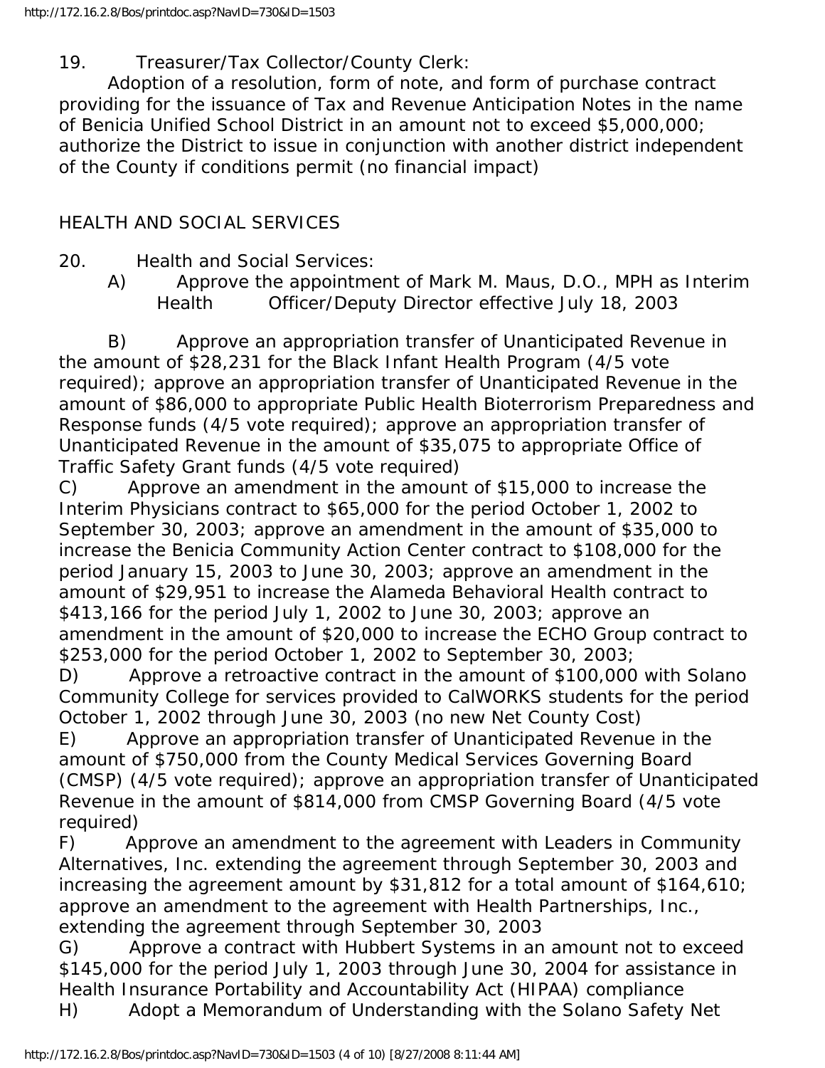19. Treasurer/Tax Collector/County Clerk:

Adoption of a resolution, form of note, and form of purchase contract providing for the issuance of Tax and Revenue Anticipation Notes in the name of Benicia Unified School District in an amount not to exceed $5,000,000; authorize the District to issue in conjunction with another district independent of the County if conditions permit (no financial impact)

HEALTH AND SOCIAL SERVICES

20. Health and Social Services:

A) Approve the appointment of Mark M. Maus, D.O., MPH as Interim Health Officer/Deputy Director effective July 18, 2003

B) Approve an appropriation transfer of Unanticipated Revenue in the amount of $28,231 for the Black Infant Health Program (4/5 vote required); approve an appropriation transfer of Unanticipated Revenue in the amount of $86,000 to appropriate Public Health Bioterrorism Preparedness and Response funds (4/5 vote required); approve an appropriation transfer of Unanticipated Revenue in the amount of $35,075 to appropriate Office of Traffic Safety Grant funds (4/5 vote required)

C) Approve an amendment in the amount of $15,000 to increase the Interim Physicians contract to $65,000 for the period October 1, 2002 to September 30, 2003; approve an amendment in the amount of $35,000 to increase the Benicia Community Action Center contract to $108,000 for the period January 15, 2003 to June 30, 2003; approve an amendment in the amount of $29,951 to increase the Alameda Behavioral Health contract to $413,166 for the period July 1, 2002 to June 30, 2003; approve an amendment in the amount of $20,000 to increase the ECHO Group contract to $253,000 for the period October 1, 2002 to September 30, 2003;

D) Approve a retroactive contract in the amount of $100,000 with Solano Community College for services provided to CalWORKS students for the period October 1, 2002 through June 30, 2003 (no new Net County Cost)

E) Approve an appropriation transfer of Unanticipated Revenue in the amount of $750,000 from the County Medical Services Governing Board (CMSP) (4/5 vote required); approve an appropriation transfer of Unanticipated Revenue in the amount of $814,000 from CMSP Governing Board (4/5 vote required)

F) Approve an amendment to the agreement with Leaders in Community Alternatives, Inc. extending the agreement through September 30, 2003 and increasing the agreement amount by $31,812 for a total amount of $164,610; approve an amendment to the agreement with Health Partnerships, Inc., extending the agreement through September 30, 2003

G) Approve a contract with Hubbert Systems in an amount not to exceed $145,000 for the period July 1, 2003 through June 30, 2004 for assistance in Health Insurance Portability and Accountability Act (HIPAA) compliance

H) Adopt a Memorandum of Understanding with the Solano Safety Net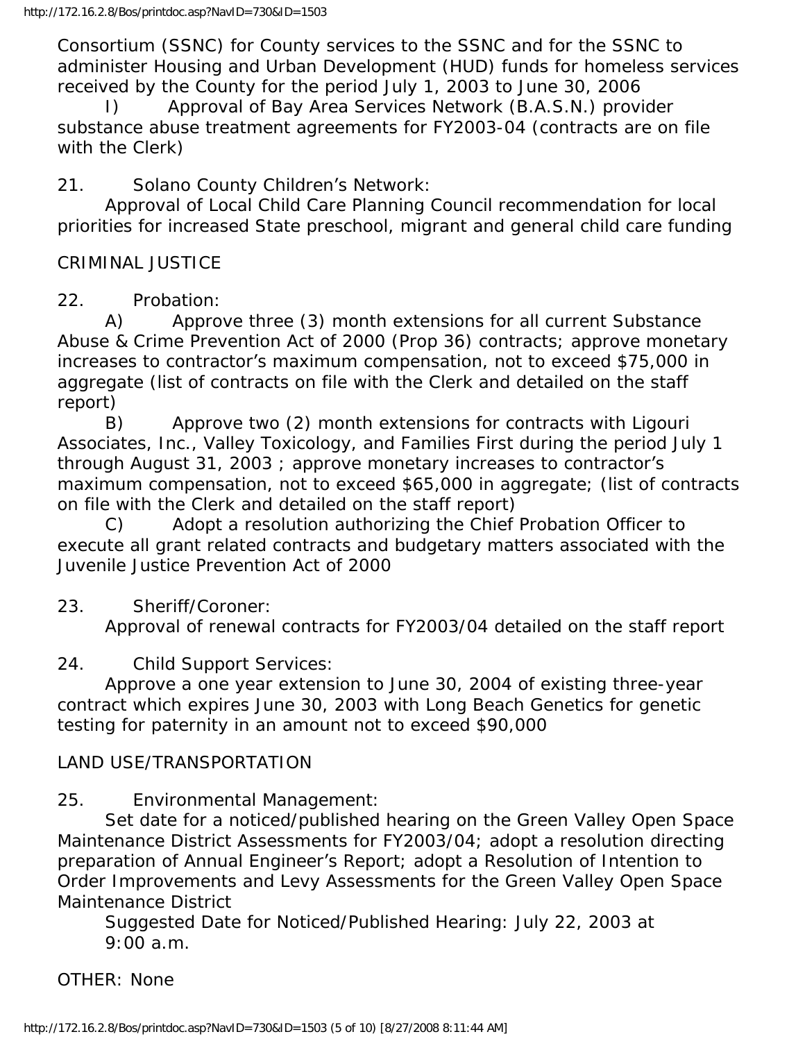Consortium (SSNC) for County services to the SSNC and for the SSNC to administer Housing and Urban Development (HUD) funds for homeless services received by the County for the period July 1, 2003 to June 30, 2006

I) Approval of Bay Area Services Network (B.A.S.N.) provider substance abuse treatment agreements for FY2003-04 (contracts are on file with the Clerk)

21. Solano County Children's Network:

Approval of Local Child Care Planning Council recommendation for local priorities for increased State preschool, migrant and general child care funding

CRIMINAL JUSTICE

22. Probation:

A) Approve three (3) month extensions for all current Substance Abuse & Crime Prevention Act of 2000 (Prop 36) contracts; approve monetary increases to contractor's maximum compensation, not to exceed $75,000 in aggregate (list of contracts on file with the Clerk and detailed on the staff report)

B) Approve two (2) month extensions for contracts with Ligouri Associates, Inc., Valley Toxicology, and Families First during the period July 1 through August 31, 2003 ; approve monetary increases to contractor's maximum compensation, not to exceed $65,000 in aggregate; (list of contracts on file with the Clerk and detailed on the staff report)

C) Adopt a resolution authorizing the Chief Probation Officer to execute all grant related contracts and budgetary matters associated with the Juvenile Justice Prevention Act of 2000

23. Sheriff/Coroner:

Approval of renewal contracts for FY2003/04 detailed on the staff report

24. Child Support Services:

Approve a one year extension to June 30, 2004 of existing three-year contract which expires June 30, 2003 with Long Beach Genetics for genetic testing for paternity in an amount not to exceed $90,000

LAND USE/TRANSPORTATION

25. Environmental Management:

Set date for a noticed/published hearing on the Green Valley Open Space Maintenance District Assessments for FY2003/04; adopt a resolution directing preparation of Annual Engineer's Report; adopt a Resolution of Intention to Order Improvements and Levy Assessments for the Green Valley Open Space Maintenance District

Suggested Date for Noticed/Published Hearing: July 22, 2003 at 9:00 a.m.

OTHER: None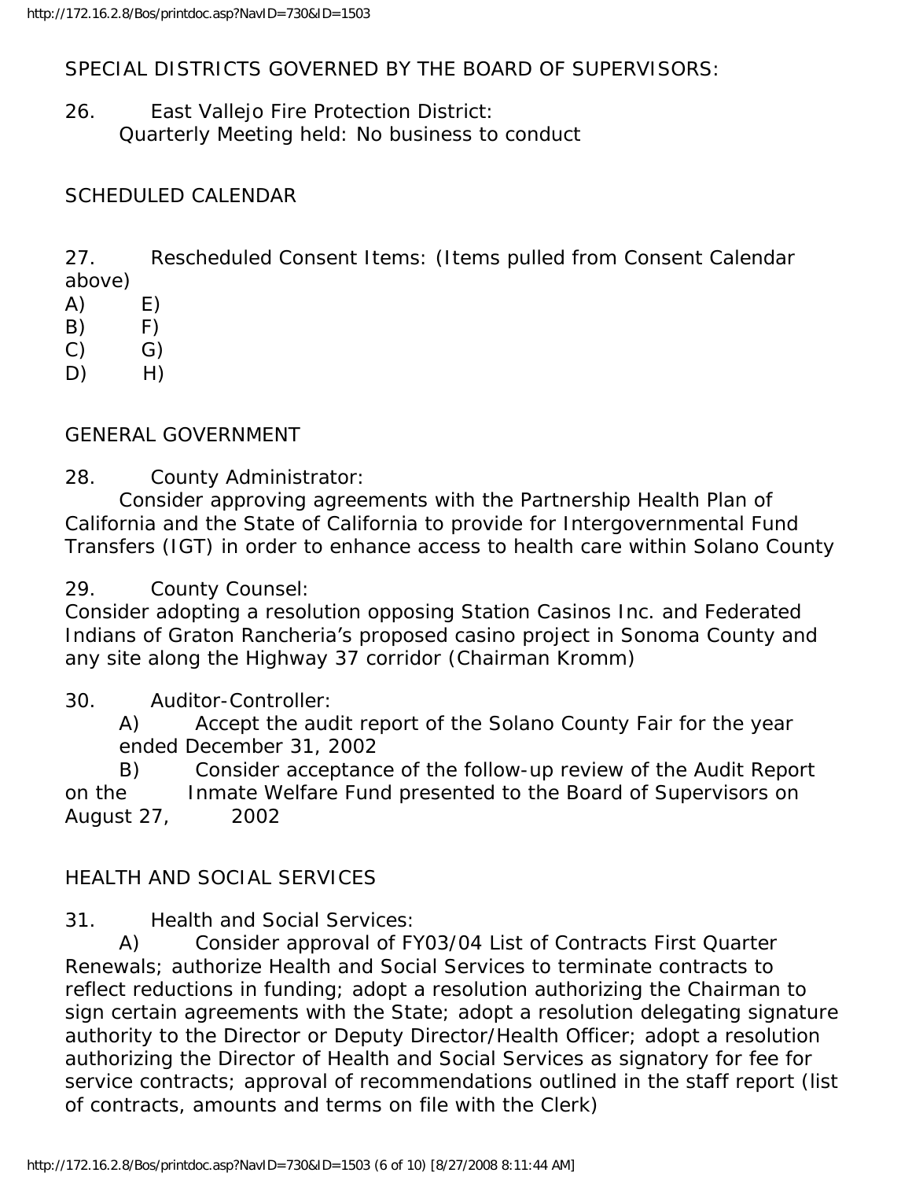SPECIAL DISTRICTS GOVERNED BY THE BOARD OF SUPERVISORS:

26. East Vallejo Fire Protection District:
Quarterly Meeting held: No business to conduct

SCHEDULED CALENDAR

27. Rescheduled Consent Items: (Items pulled from Consent Calendar above)

A) E)
B) F)
C) G)
D) H)

GENERAL GOVERNMENT

28. County Administrator:
Consider approving agreements with the Partnership Health Plan of California and the State of California to provide for Intergovernmental Fund Transfers (IGT) in order to enhance access to health care within Solano County

29. County Counsel:
Consider adopting a resolution opposing Station Casinos Inc. and Federated Indians of Graton Rancheria's proposed casino project in Sonoma County and any site along the Highway 37 corridor (Chairman Kromm)

30. Auditor-Controller:
A) Accept the audit report of the Solano County Fair for the year ended December 31, 2002
B) Consider acceptance of the follow-up review of the Audit Report on the Inmate Welfare Fund presented to the Board of Supervisors on August 27, 2002

HEALTH AND SOCIAL SERVICES

31. Health and Social Services:
A) Consider approval of FY03/04 List of Contracts First Quarter Renewals; authorize Health and Social Services to terminate contracts to reflect reductions in funding; adopt a resolution authorizing the Chairman to sign certain agreements with the State; adopt a resolution delegating signature authority to the Director or Deputy Director/Health Officer; adopt a resolution authorizing the Director of Health and Social Services as signatory for fee for service contracts; approval of recommendations outlined in the staff report (list of contracts, amounts and terms on file with the Clerk)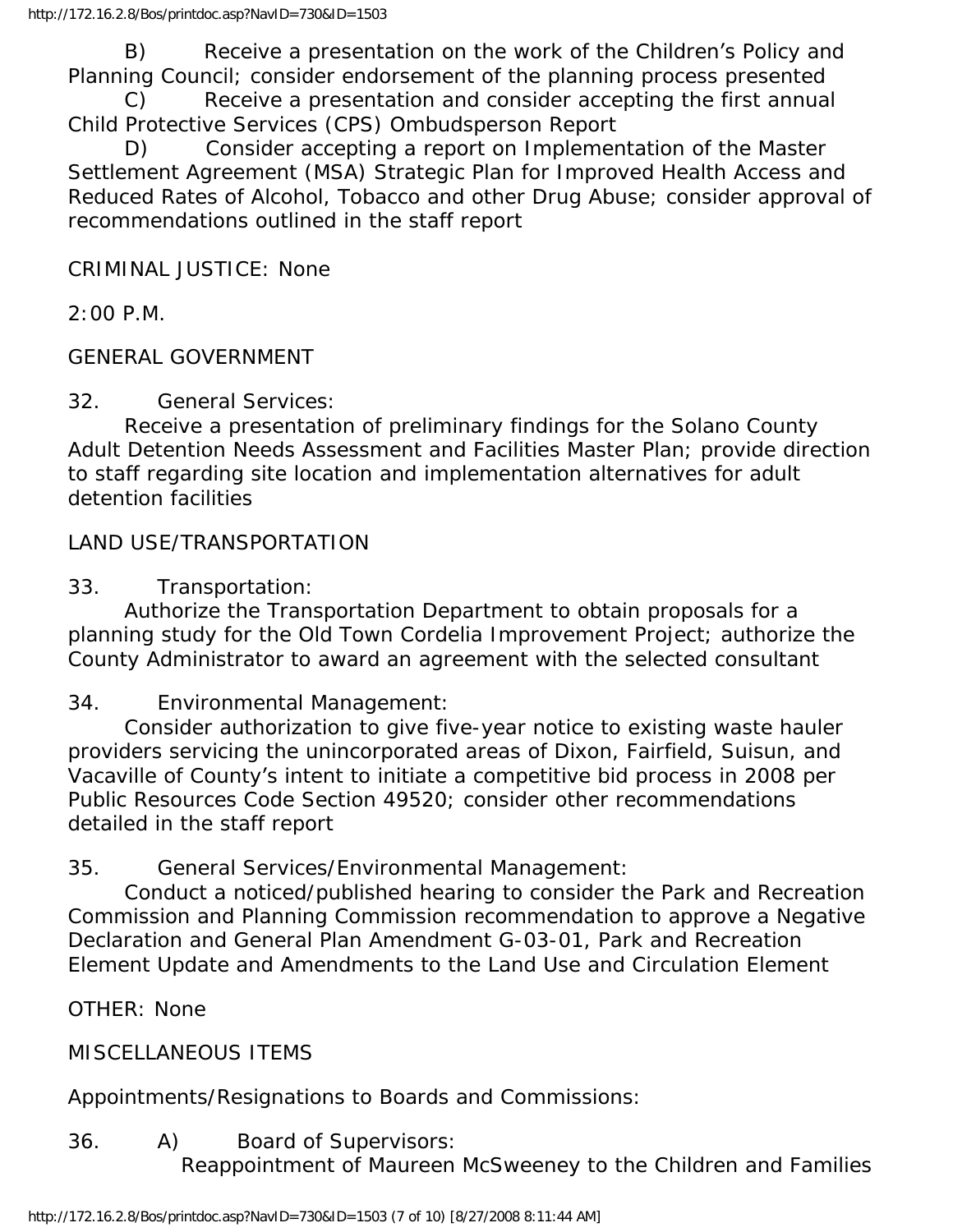B) Receive a presentation on the work of the Children's Policy and Planning Council; consider endorsement of the planning process presented

C) Receive a presentation and consider accepting the first annual Child Protective Services (CPS) Ombudsperson Report

D) Consider accepting a report on Implementation of the Master Settlement Agreement (MSA) Strategic Plan for Improved Health Access and Reduced Rates of Alcohol, Tobacco and other Drug Abuse; consider approval of recommendations outlined in the staff report

CRIMINAL JUSTICE: None

2:00 P.M.

GENERAL GOVERNMENT

32. General Services:

Receive a presentation of preliminary findings for the Solano County Adult Detention Needs Assessment and Facilities Master Plan; provide direction to staff regarding site location and implementation alternatives for adult detention facilities

LAND USE/TRANSPORTATION

33. Transportation:

Authorize the Transportation Department to obtain proposals for a planning study for the Old Town Cordelia Improvement Project; authorize the County Administrator to award an agreement with the selected consultant

34. Environmental Management:

Consider authorization to give five-year notice to existing waste hauler providers servicing the unincorporated areas of Dixon, Fairfield, Suisun, and Vacaville of County's intent to initiate a competitive bid process in 2008 per Public Resources Code Section 49520; consider other recommendations detailed in the staff report

35. General Services/Environmental Management:

Conduct a noticed/published hearing to consider the Park and Recreation Commission and Planning Commission recommendation to approve a Negative Declaration and General Plan Amendment G-03-01, Park and Recreation Element Update and Amendments to the Land Use and Circulation Element

OTHER: None

MISCELLANEOUS ITEMS

Appointments/Resignations to Boards and Commissions:

36. A) Board of Supervisors:

Reappointment of Maureen McSweeney to the Children and Families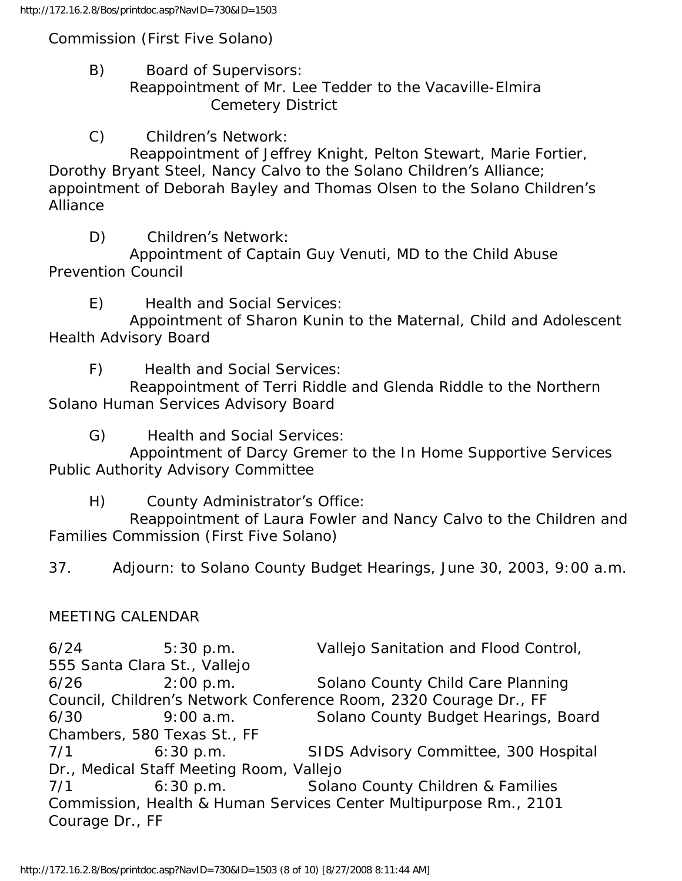Commission (First Five Solano)

B) Board of Supervisors:
Reappointment of Mr. Lee Tedder to the Vacaville-Elmira Cemetery District

C) Children's Network:
Reappointment of Jeffrey Knight, Pelton Stewart, Marie Fortier, Dorothy Bryant Steel, Nancy Calvo to the Solano Children's Alliance; appointment of Deborah Bayley and Thomas Olsen to the Solano Children's Alliance

D) Children's Network:
Appointment of Captain Guy Venuti, MD to the Child Abuse Prevention Council

E) Health and Social Services:
Appointment of Sharon Kunin to the Maternal, Child and Adolescent Health Advisory Board

F) Health and Social Services:
Reappointment of Terri Riddle and Glenda Riddle to the Northern Solano Human Services Advisory Board

G) Health and Social Services:
Appointment of Darcy Gremer to the In Home Supportive Services Public Authority Advisory Committee

H) County Administrator's Office:
Reappointment of Laura Fowler and Nancy Calvo to the Children and Families Commission (First Five Solano)

37. Adjourn: to Solano County Budget Hearings, June 30, 2003, 9:00 a.m.

MEETING CALENDAR

6/24 5:30 p.m. Vallejo Sanitation and Flood Control, 555 Santa Clara St., Vallejo
6/26 2:00 p.m. Solano County Child Care Planning Council, Children's Network Conference Room, 2320 Courage Dr., FF
6/30 9:00 a.m. Solano County Budget Hearings, Board Chambers, 580 Texas St., FF
7/1 6:30 p.m. SIDS Advisory Committee, 300 Hospital Dr., Medical Staff Meeting Room, Vallejo
7/1 6:30 p.m. Solano County Children & Families Commission, Health & Human Services Center Multipurpose Rm., 2101 Courage Dr., FF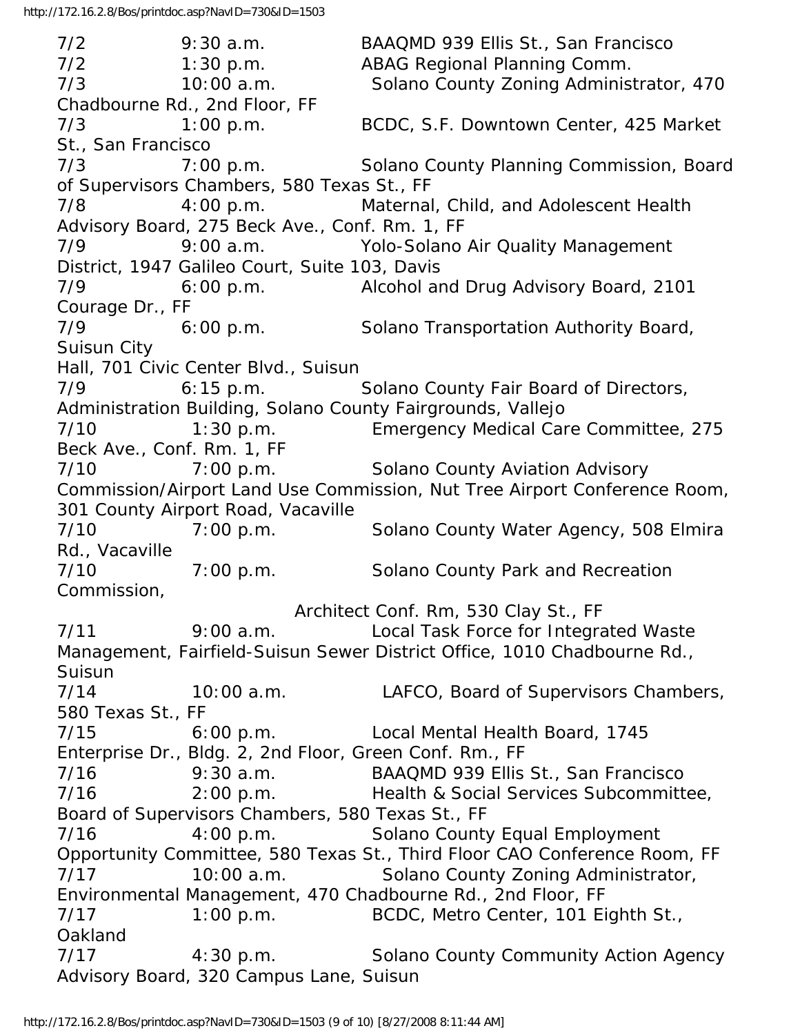7/2 9:30 a.m. BAAQMD 939 Ellis St., San Francisco
7/2 1:30 p.m. ABAG Regional Planning Comm.
7/3 10:00 a.m. Solano County Zoning Administrator, 470 Chadbourne Rd., 2nd Floor, FF
7/3 1:00 p.m. BCDC, S.F. Downtown Center, 425 Market St., San Francisco
7/3 7:00 p.m. Solano County Planning Commission, Board of Supervisors Chambers, 580 Texas St., FF
7/8 4:00 p.m. Maternal, Child, and Adolescent Health Advisory Board, 275 Beck Ave., Conf. Rm. 1, FF
7/9 9:00 a.m. Yolo-Solano Air Quality Management District, 1947 Galileo Court, Suite 103, Davis
7/9 6:00 p.m. Alcohol and Drug Advisory Board, 2101 Courage Dr., FF
7/9 6:00 p.m. Solano Transportation Authority Board, Suisun City Hall, 701 Civic Center Blvd., Suisun
7/9 6:15 p.m. Solano County Fair Board of Directors, Administration Building, Solano County Fairgrounds, Vallejo
7/10 1:30 p.m. Emergency Medical Care Committee, 275 Beck Ave., Conf. Rm. 1, FF
7/10 7:00 p.m. Solano County Aviation Advisory Commission/Airport Land Use Commission, Nut Tree Airport Conference Room, 301 County Airport Road, Vacaville
7/10 7:00 p.m. Solano County Water Agency, 508 Elmira Rd., Vacaville
7/10 7:00 p.m. Solano County Park and Recreation Commission, Architect Conf. Rm, 530 Clay St., FF
7/11 9:00 a.m. Local Task Force for Integrated Waste Management, Fairfield-Suisun Sewer District Office, 1010 Chadbourne Rd., Suisun
7/14 10:00 a.m. LAFCO, Board of Supervisors Chambers, 580 Texas St., FF
7/15 6:00 p.m. Local Mental Health Board, 1745 Enterprise Dr., Bldg. 2, 2nd Floor, Green Conf. Rm., FF
7/16 9:30 a.m. BAAQMD 939 Ellis St., San Francisco
7/16 2:00 p.m. Health & Social Services Subcommittee, Board of Supervisors Chambers, 580 Texas St., FF
7/16 4:00 p.m. Solano County Equal Employment Opportunity Committee, 580 Texas St., Third Floor CAO Conference Room, FF
7/17 10:00 a.m. Solano County Zoning Administrator, Environmental Management, 470 Chadbourne Rd., 2nd Floor, FF
7/17 1:00 p.m. BCDC, Metro Center, 101 Eighth St., Oakland
7/17 4:30 p.m. Solano County Community Action Agency Advisory Board, 320 Campus Lane, Suisun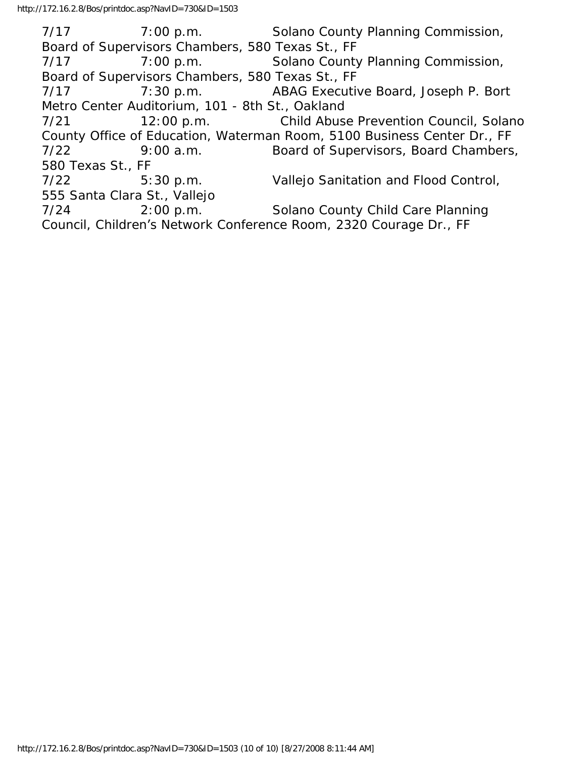7/17 7:00 p.m. Solano County Planning Commission, Board of Supervisors Chambers, 580 Texas St., FF

7/17 7:00 p.m. Solano County Planning Commission, Board of Supervisors Chambers, 580 Texas St., FF

7/17 7:30 p.m. ABAG Executive Board, Joseph P. Bort Metro Center Auditorium, 101 - 8th St., Oakland

7/21 12:00 p.m. Child Abuse Prevention Council, Solano County Office of Education, Waterman Room, 5100 Business Center Dr., FF

7/22 9:00 a.m. Board of Supervisors, Board Chambers, 580 Texas St., FF

7/22 5:30 p.m. Vallejo Sanitation and Flood Control, 555 Santa Clara St., Vallejo

7/24 2:00 p.m. Solano County Child Care Planning Council, Children's Network Conference Room, 2320 Courage Dr., FF